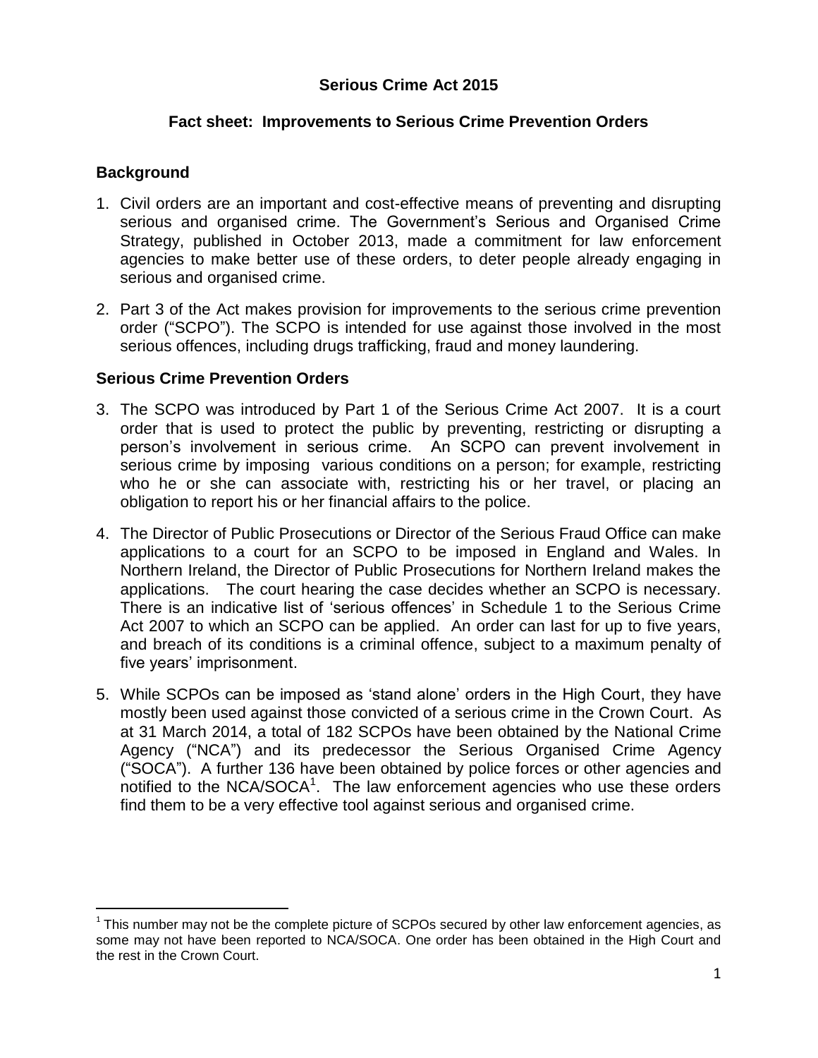**Serious Crime Act 2015**

**Fact sheet: Improvements to Serious Crime Prevention Orders**

## Background

1. Civil orders are an important and cost-effective means of preventing and disrupting serious and organised crime. The Government's Serious and Organised Crime Strategy, published in October 2013, made a commitment for law enforcement agencies to make better use of these orders, to deter people already engaging in serious and organised crime.

2. Part 3 of the Act makes provision for improvements to the serious crime prevention order ("SCPO"). The SCPO is intended for use against those involved in the most serious offences, including drugs trafficking, fraud and money laundering.

## Serious Crime Prevention Orders

3. The SCPO was introduced by Part 1 of the Serious Crime Act 2007. It is a court order that is used to protect the public by preventing, restricting or disrupting a person's involvement in serious crime. An SCPO can prevent involvement in serious crime by imposing various conditions on a person; for example, restricting who he or she can associate with, restricting his or her travel, or placing an obligation to report his or her financial affairs to the police.

4. The Director of Public Prosecutions or Director of the Serious Fraud Office can make applications to a court for an SCPO to be imposed in England and Wales. In Northern Ireland, the Director of Public Prosecutions for Northern Ireland makes the applications. The court hearing the case decides whether an SCPO is necessary. There is an indicative list of 'serious offences' in Schedule 1 to the Serious Crime Act 2007 to which an SCPO can be applied. An order can last for up to five years, and breach of its conditions is a criminal offence, subject to a maximum penalty of five years' imprisonment.

5. While SCPOs can be imposed as 'stand alone' orders in the High Court, they have mostly been used against those convicted of a serious crime in the Crown Court. As at 31 March 2014, a total of 182 SCPOs have been obtained by the National Crime Agency ("NCA") and its predecessor the Serious Organised Crime Agency ("SOCA"). A further 136 have been obtained by police forces or other agencies and notified to the NCA/SOCA[1]. The law enforcement agencies who use these orders find them to be a very effective tool against serious and organised crime.

[1] This number may not be the complete picture of SCPOs secured by other law enforcement agencies, as some may not have been reported to NCA/SOCA. One order has been obtained in the High Court and the rest in the Crown Court.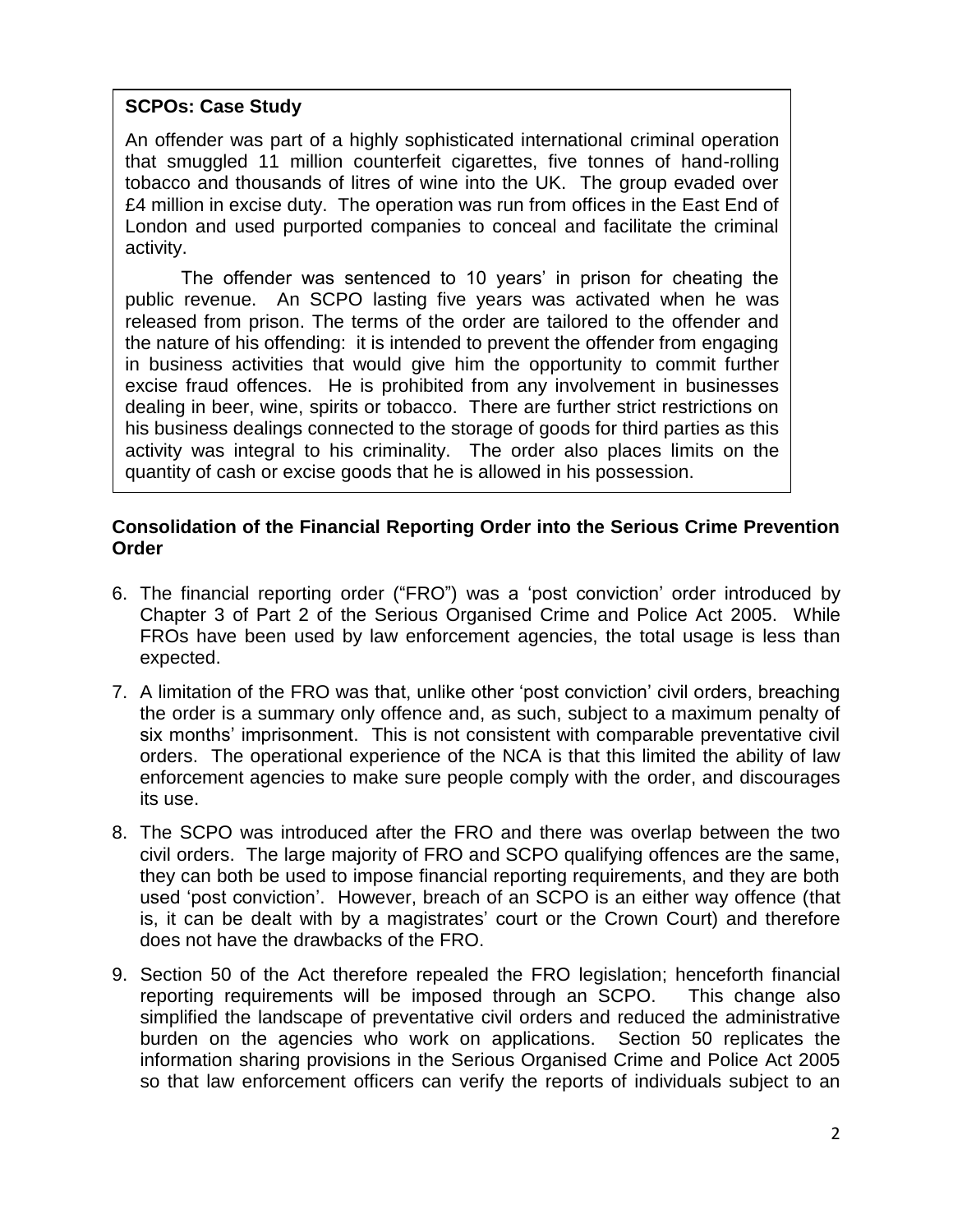**SCPOs: Case Study**

An offender was part of a highly sophisticated international criminal operation that smuggled 11 million counterfeit cigarettes, five tonnes of hand-rolling tobacco and thousands of litres of wine into the UK. The group evaded over £4 million in excise duty. The operation was run from offices in the East End of London and used purported companies to conceal and facilitate the criminal activity.

The offender was sentenced to 10 years' in prison for cheating the public revenue. An SCPO lasting five years was activated when he was released from prison. The terms of the order are tailored to the offender and the nature of his offending: it is intended to prevent the offender from engaging in business activities that would give him the opportunity to commit further excise fraud offences. He is prohibited from any involvement in businesses dealing in beer, wine, spirits or tobacco. There are further strict restrictions on his business dealings connected to the storage of goods for third parties as this activity was integral to his criminality. The order also places limits on the quantity of cash or excise goods that he is allowed in his possession.

**Consolidation of the Financial Reporting Order into the Serious Crime Prevention Order**

6. The financial reporting order ("FRO") was a 'post conviction' order introduced by Chapter 3 of Part 2 of the Serious Organised Crime and Police Act 2005. While FROs have been used by law enforcement agencies, the total usage is less than expected.

7. A limitation of the FRO was that, unlike other 'post conviction' civil orders, breaching the order is a summary only offence and, as such, subject to a maximum penalty of six months' imprisonment. This is not consistent with comparable preventative civil orders. The operational experience of the NCA is that this limited the ability of law enforcement agencies to make sure people comply with the order, and discourages its use.

8. The SCPO was introduced after the FRO and there was overlap between the two civil orders. The large majority of FRO and SCPO qualifying offences are the same, they can both be used to impose financial reporting requirements, and they are both used 'post conviction'. However, breach of an SCPO is an either way offence (that is, it can be dealt with by a magistrates' court or the Crown Court) and therefore does not have the drawbacks of the FRO.

9. Section 50 of the Act therefore repealed the FRO legislation; henceforth financial reporting requirements will be imposed through an SCPO. This change also simplified the landscape of preventative civil orders and reduced the administrative burden on the agencies who work on applications. Section 50 replicates the information sharing provisions in the Serious Organised Crime and Police Act 2005 so that law enforcement officers can verify the reports of individuals subject to an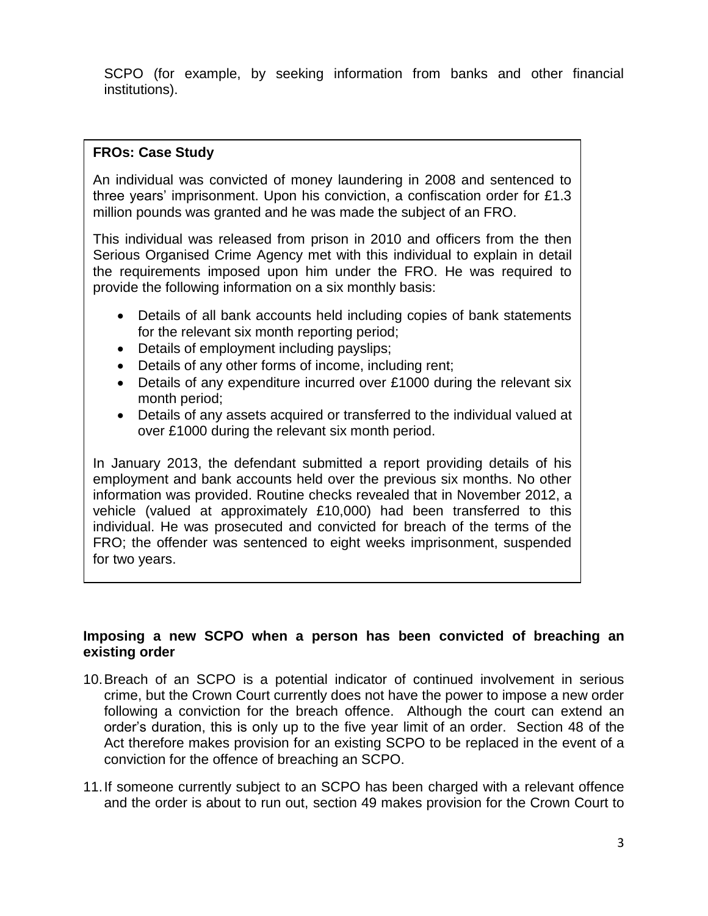SCPO (for example, by seeking information from banks and other financial institutions).

> **FROs: Case Study**
>
> An individual was convicted of money laundering in 2008 and sentenced to three years' imprisonment. Upon his conviction, a confiscation order for £1.3 million pounds was granted and he was made the subject of an FRO.
>
> This individual was released from prison in 2010 and officers from the then Serious Organised Crime Agency met with this individual to explain in detail the requirements imposed upon him under the FRO. He was required to provide the following information on a six monthly basis:
>
> - Details of all bank accounts held including copies of bank statements for the relevant six month reporting period;
> - Details of employment including payslips;
> - Details of any other forms of income, including rent;
> - Details of any expenditure incurred over £1000 during the relevant six month period;
> - Details of any assets acquired or transferred to the individual valued at over £1000 during the relevant six month period.
>
> In January 2013, the defendant submitted a report providing details of his employment and bank accounts held over the previous six months. No other information was provided. Routine checks revealed that in November 2012, a vehicle (valued at approximately £10,000) had been transferred to this individual. He was prosecuted and convicted for breach of the terms of the FRO; the offender was sentenced to eight weeks imprisonment, suspended for two years.

**Imposing a new SCPO when a person has been convicted of breaching an existing order**

10. Breach of an SCPO is a potential indicator of continued involvement in serious crime, but the Crown Court currently does not have the power to impose a new order following a conviction for the breach offence. Although the court can extend an order's duration, this is only up to the five year limit of an order. Section 48 of the Act therefore makes provision for an existing SCPO to be replaced in the event of a conviction for the offence of breaching an SCPO.

11. If someone currently subject to an SCPO has been charged with a relevant offence and the order is about to run out, section 49 makes provision for the Crown Court to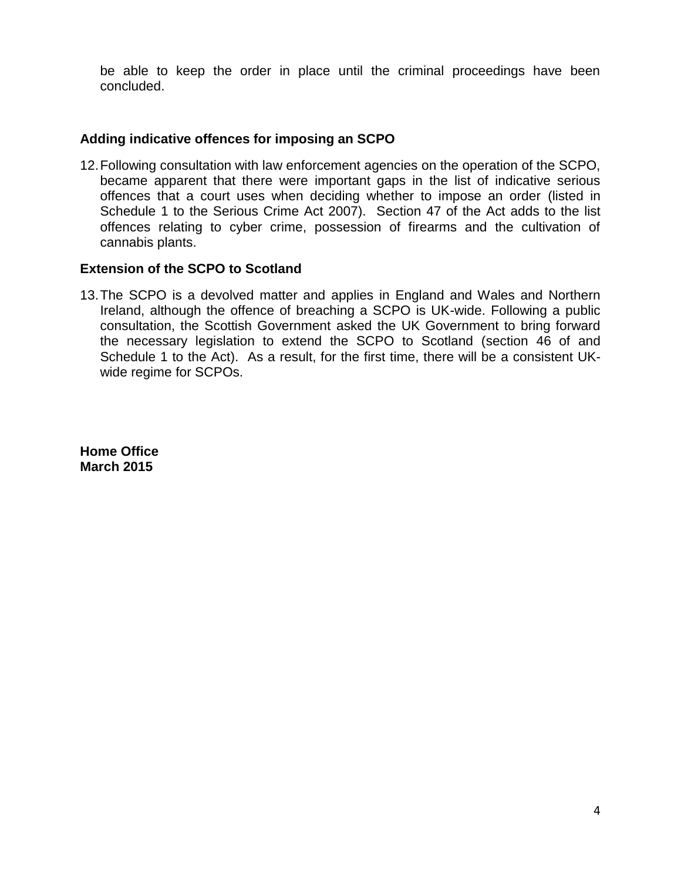be able to keep the order in place until the criminal proceedings have been concluded.

### Adding indicative offences for imposing an SCPO

12. Following consultation with law enforcement agencies on the operation of the SCPO, became apparent that there were important gaps in the list of indicative serious offences that a court uses when deciding whether to impose an order (listed in Schedule 1 to the Serious Crime Act 2007). Section 47 of the Act adds to the list offences relating to cyber crime, possession of firearms and the cultivation of cannabis plants.

### Extension of the SCPO to Scotland

13. The SCPO is a devolved matter and applies in England and Wales and Northern Ireland, although the offence of breaching a SCPO is UK-wide. Following a public consultation, the Scottish Government asked the UK Government to bring forward the necessary legislation to extend the SCPO to Scotland (section 46 of and Schedule 1 to the Act). As a result, for the first time, there will be a consistent UK-wide regime for SCPOs.

**Home Office**
**March 2015**